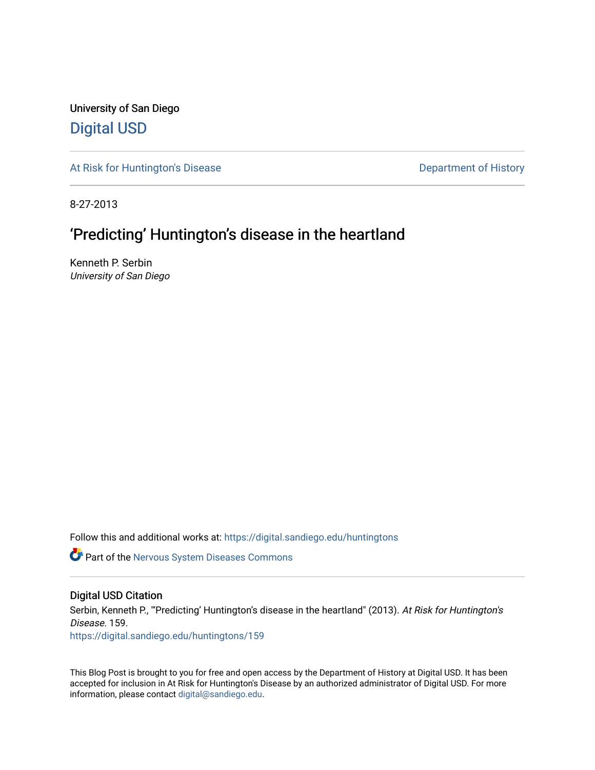University of San Diego

# Digital USD

At Risk for Huntington's Disease | Department of History

8-27-2013

## 'Predicting' Huntington's disease in the heartland

Kenneth P. Serbin
*University of San Diego*

Follow this and additional works at: https://digital.sandiego.edu/huntingtons

Part of the Nervous System Diseases Commons

### Digital USD Citation

Serbin, Kenneth P., "'Predicting' Huntington's disease in the heartland" (2013). *At Risk for Huntington's Disease*. 159.
https://digital.sandiego.edu/huntingtons/159

This Blog Post is brought to you for free and open access by the Department of History at Digital USD. It has been accepted for inclusion in At Risk for Huntington's Disease by an authorized administrator of Digital USD. For more information, please contact digital@sandiego.edu.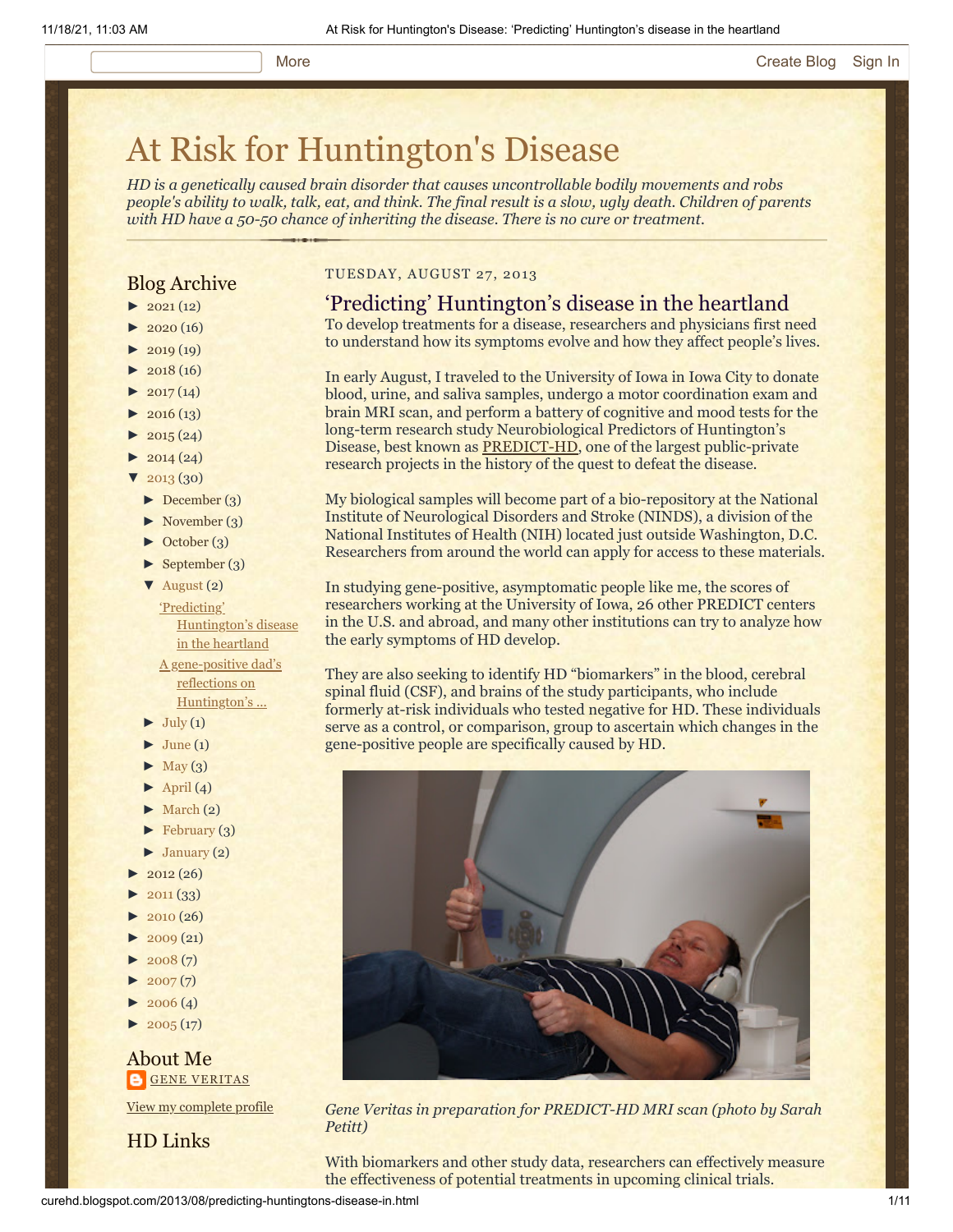# At Risk for Huntington's Disease

*HD is a genetically caused brain disorder that causes uncontrollable bodily movements and robs people's ability to walk, talk, eat, and think. The final result is a slow, ugly death. Children of parents with HD have a 50-50 chance of inheriting the disease. There is no cure or treatment.*

## Blog Archive

- ► 2021 (12)
- ► 2020 (16)
- ► 2019 (19)
- ► 2018 (16)
- ► 2017 (14)
- ► 2016 (13)
- ► 2015 (24)
- ► 2014 (24)
- ▼ 2013 (30)
  - ► December (3)
  - ► November (3)
  - ► October (3)
  - ► September (3)
  - ▼ August (2)
    - 'Predicting' Huntington's disease in the heartland
    - A gene-positive dad's reflections on Huntington's ...
  - ► July (1)
  - ► June (1)
  - ► May (3)
  - ► April (4)
  - ► March (2)
  - ► February (3)
  - ► January (2)
- ► 2012 (26)
- ► 2011 (33)
- ► 2010 (26)
- ► 2009 (21)
- ► 2008 (7)
- ► 2007 (7)
- ► 2006 (4)
- ► 2005 (17)

## About Me

GENE VERITAS

View my complete profile

## HD Links

TUESDAY, AUGUST 27, 2013

## 'Predicting' Huntington's disease in the heartland

To develop treatments for a disease, researchers and physicians first need to understand how its symptoms evolve and how they affect people's lives.

In early August, I traveled to the University of Iowa in Iowa City to donate blood, urine, and saliva samples, undergo a motor coordination exam and brain MRI scan, and perform a battery of cognitive and mood tests for the long-term research study Neurobiological Predictors of Huntington's Disease, best known as PREDICT-HD, one of the largest public-private research projects in the history of the quest to defeat the disease.

My biological samples will become part of a bio-repository at the National Institute of Neurological Disorders and Stroke (NINDS), a division of the National Institutes of Health (NIH) located just outside Washington, D.C. Researchers from around the world can apply for access to these materials.

In studying gene-positive, asymptomatic people like me, the scores of researchers working at the University of Iowa, 26 other PREDICT centers in the U.S. and abroad, and many other institutions can try to analyze how the early symptoms of HD develop.

They are also seeking to identify HD "biomarkers" in the blood, cerebral spinal fluid (CSF), and brains of the study participants, who include formerly at-risk individuals who tested negative for HD. These individuals serve as a control, or comparison, group to ascertain which changes in the gene-positive people are specifically caused by HD.

*Gene Veritas in preparation for PREDICT-HD MRI scan (photo by Sarah Petitt)*

With biomarkers and other study data, researchers can effectively measure the effectiveness of potential treatments in upcoming clinical trials.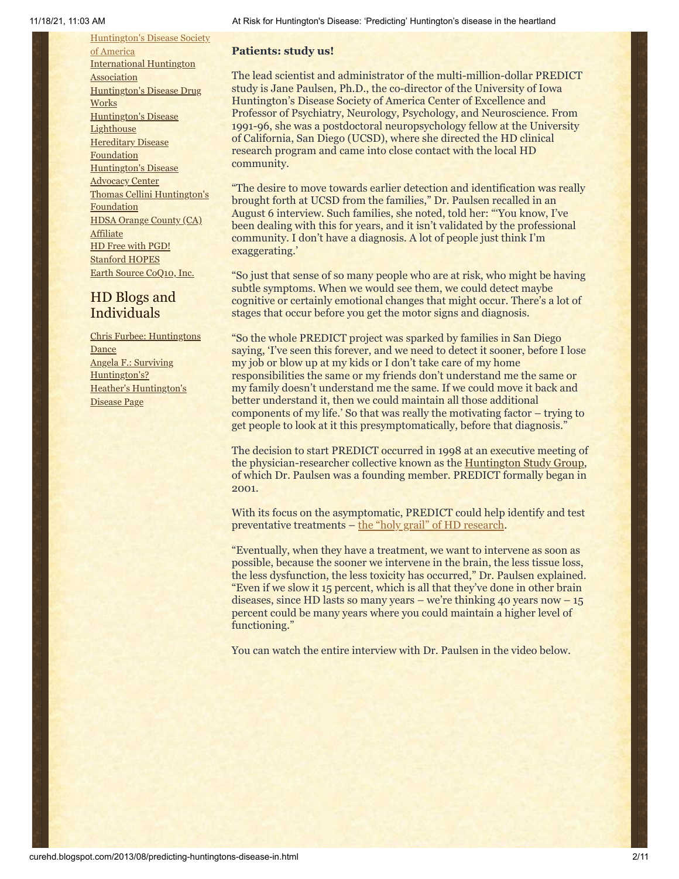Huntington's Disease Society of America
International Huntington Association
Huntington's Disease Drug Works
Huntington's Disease Lighthouse
Hereditary Disease Foundation
Huntington's Disease Advocacy Center
Thomas Cellini Huntington's Foundation
HDSA Orange County (CA) Affiliate
HD Free with PGD!
Stanford HOPES
Earth Source CoQ10, Inc.

## HD Blogs and Individuals

Chris Furbee: Huntingtons Dance
Angela F.: Surviving Huntington's?
Heather's Huntington's Disease Page

**Patients: study us!**

The lead scientist and administrator of the multi-million-dollar PREDICT study is Jane Paulsen, Ph.D., the co-director of the University of Iowa Huntington's Disease Society of America Center of Excellence and Professor of Psychiatry, Neurology, Psychology, and Neuroscience. From 1991-96, she was a postdoctoral neuropsychology fellow at the University of California, San Diego (UCSD), where she directed the HD clinical research program and came into close contact with the local HD community.

"The desire to move towards earlier detection and identification was really brought forth at UCSD from the families," Dr. Paulsen recalled in an August 6 interview. Such families, she noted, told her: "'You know, I've been dealing with this for years, and it isn't validated by the professional community. I don't have a diagnosis. A lot of people just think I'm exaggerating.'

"So just that sense of so many people who are at risk, who might be having subtle symptoms. When we would see them, we could detect maybe cognitive or certainly emotional changes that might occur. There's a lot of stages that occur before you get the motor signs and diagnosis.

"So the whole PREDICT project was sparked by families in San Diego saying, 'I've seen this forever, and we need to detect it sooner, before I lose my job or blow up at my kids or I don't take care of my home responsibilities the same or my friends don't understand me the same or my family doesn't understand me the same. If we could move it back and better understand it, then we could maintain all those additional components of my life.' So that was really the motivating factor – trying to get people to look at it this presymptomatically, before that diagnosis."

The decision to start PREDICT occurred in 1998 at an executive meeting of the physician-researcher collective known as the Huntington Study Group, of which Dr. Paulsen was a founding member. PREDICT formally began in 2001.

With its focus on the asymptomatic, PREDICT could help identify and test preventative treatments – the "holy grail" of HD research.

"Eventually, when they have a treatment, we want to intervene as soon as possible, because the sooner we intervene in the brain, the less tissue loss, the less dysfunction, the less toxicity has occurred," Dr. Paulsen explained. "Even if we slow it 15 percent, which is all that they've done in other brain diseases, since HD lasts so many years – we're thinking 40 years now – 15 percent could be many years where you could maintain a higher level of functioning."

You can watch the entire interview with Dr. Paulsen in the video below.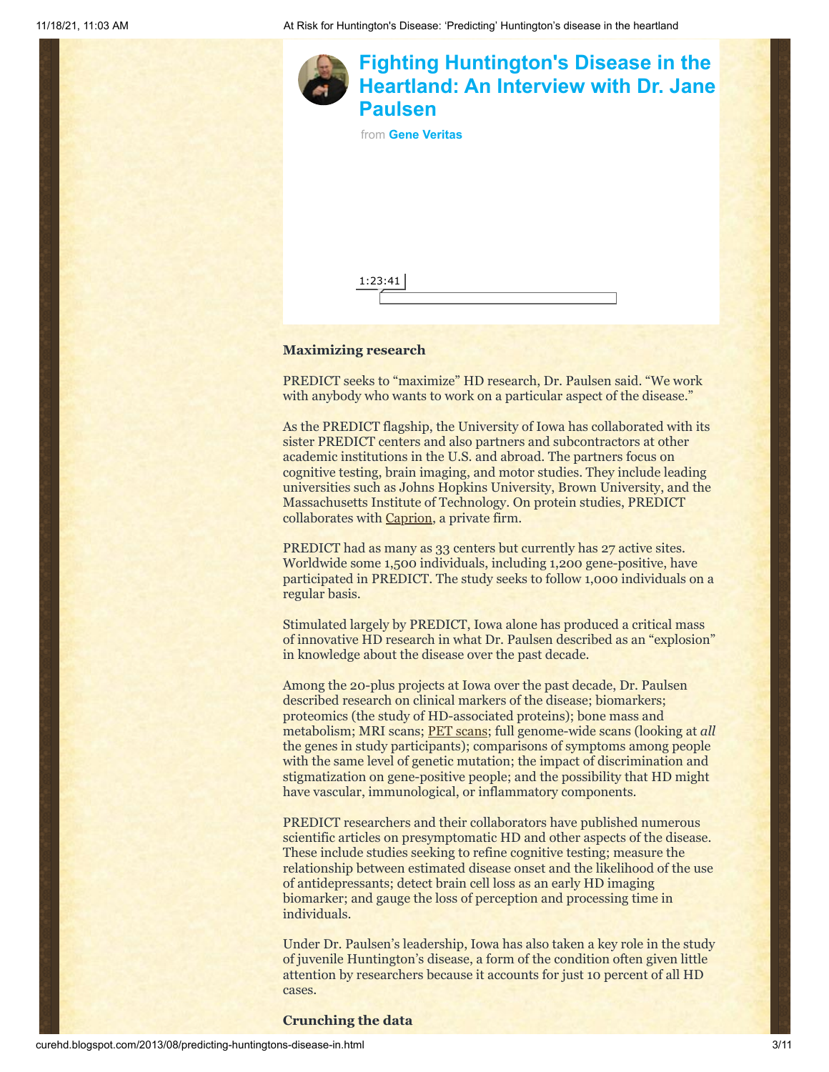## Fighting Huntington's Disease in the Heartland: An Interview with Dr. Jane Paulsen

from **Gene Veritas**

1:23:41

**Maximizing research**

PREDICT seeks to "maximize" HD research, Dr. Paulsen said. "We work with anybody who wants to work on a particular aspect of the disease."

As the PREDICT flagship, the University of Iowa has collaborated with its sister PREDICT centers and also partners and subcontractors at other academic institutions in the U.S. and abroad. The partners focus on cognitive testing, brain imaging, and motor studies. They include leading universities such as Johns Hopkins University, Brown University, and the Massachusetts Institute of Technology. On protein studies, PREDICT collaborates with Caprion, a private firm.

PREDICT had as many as 33 centers but currently has 27 active sites. Worldwide some 1,500 individuals, including 1,200 gene-positive, have participated in PREDICT. The study seeks to follow 1,000 individuals on a regular basis.

Stimulated largely by PREDICT, Iowa alone has produced a critical mass of innovative HD research in what Dr. Paulsen described as an "explosion" in knowledge about the disease over the past decade.

Among the 20-plus projects at Iowa over the past decade, Dr. Paulsen described research on clinical markers of the disease; biomarkers; proteomics (the study of HD-associated proteins); bone mass and metabolism; MRI scans; PET scans; full genome-wide scans (looking at *all* the genes in study participants); comparisons of symptoms among people with the same level of genetic mutation; the impact of discrimination and stigmatization on gene-positive people; and the possibility that HD might have vascular, immunological, or inflammatory components.

PREDICT researchers and their collaborators have published numerous scientific articles on presymptomatic HD and other aspects of the disease. These include studies seeking to refine cognitive testing; measure the relationship between estimated disease onset and the likelihood of the use of antidepressants; detect brain cell loss as an early HD imaging biomarker; and gauge the loss of perception and processing time in individuals.

Under Dr. Paulsen's leadership, Iowa has also taken a key role in the study of juvenile Huntington's disease, a form of the condition often given little attention by researchers because it accounts for just 10 percent of all HD cases.

**Crunching the data**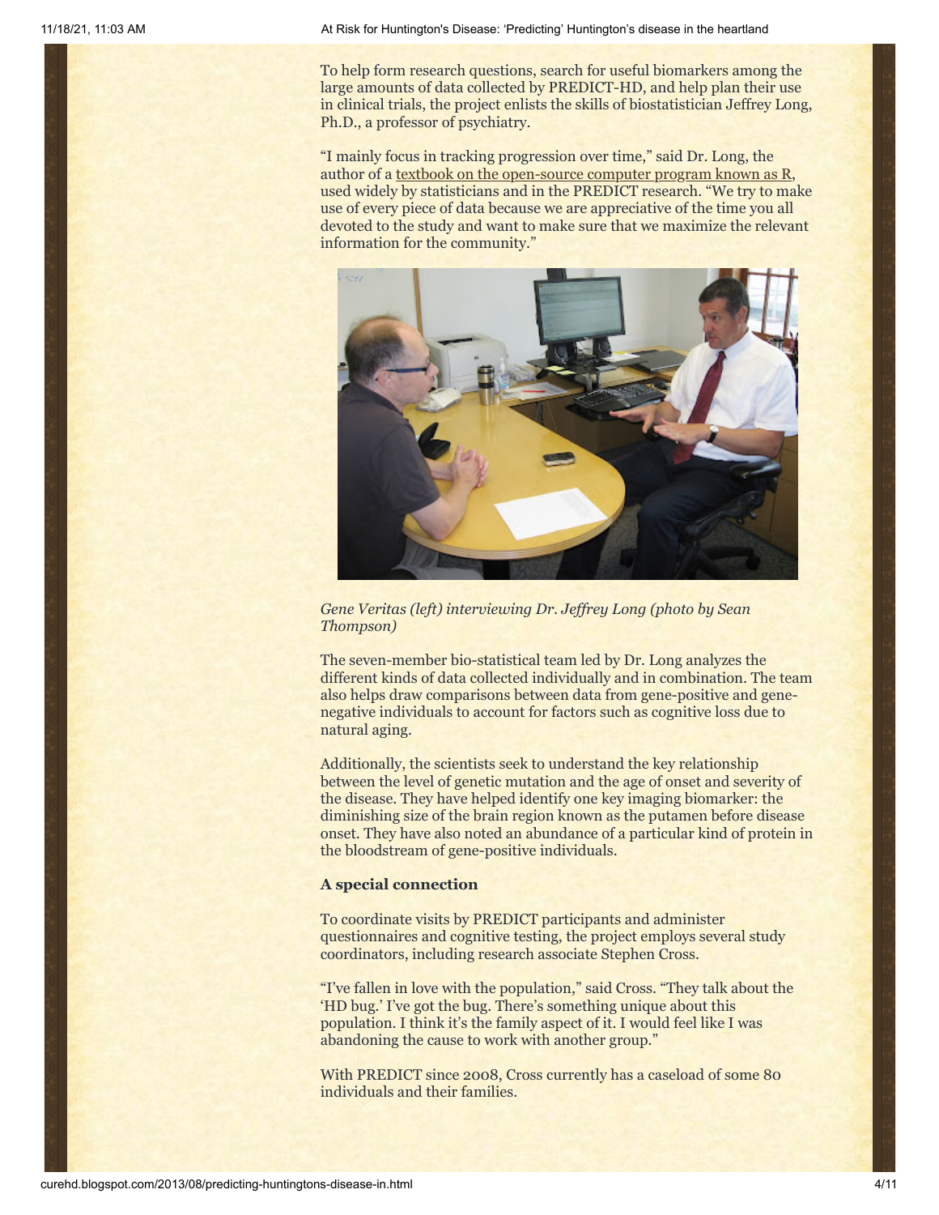To help form research questions, search for useful biomarkers among the large amounts of data collected by PREDICT-HD, and help plan their use in clinical trials, the project enlists the skills of biostatistician Jeffrey Long, Ph.D., a professor of psychiatry.

"I mainly focus in tracking progression over time," said Dr. Long, the author of a textbook on the open-source computer program known as R, used widely by statisticians and in the PREDICT research. "We try to make use of every piece of data because we are appreciative of the time you all devoted to the study and want to make sure that we maximize the relevant information for the community."

*Gene Veritas (left) interviewing Dr. Jeffrey Long (photo by Sean Thompson)*

The seven-member bio-statistical team led by Dr. Long analyzes the different kinds of data collected individually and in combination. The team also helps draw comparisons between data from gene-positive and gene-negative individuals to account for factors such as cognitive loss due to natural aging.

Additionally, the scientists seek to understand the key relationship between the level of genetic mutation and the age of onset and severity of the disease. They have helped identify one key imaging biomarker: the diminishing size of the brain region known as the putamen before disease onset. They have also noted an abundance of a particular kind of protein in the bloodstream of gene-positive individuals.

**A special connection**

To coordinate visits by PREDICT participants and administer questionnaires and cognitive testing, the project employs several study coordinators, including research associate Stephen Cross.

"I've fallen in love with the population," said Cross. "They talk about the 'HD bug.' I've got the bug. There's something unique about this population. I think it's the family aspect of it. I would feel like I was abandoning the cause to work with another group."

With PREDICT since 2008, Cross currently has a caseload of some 80 individuals and their families.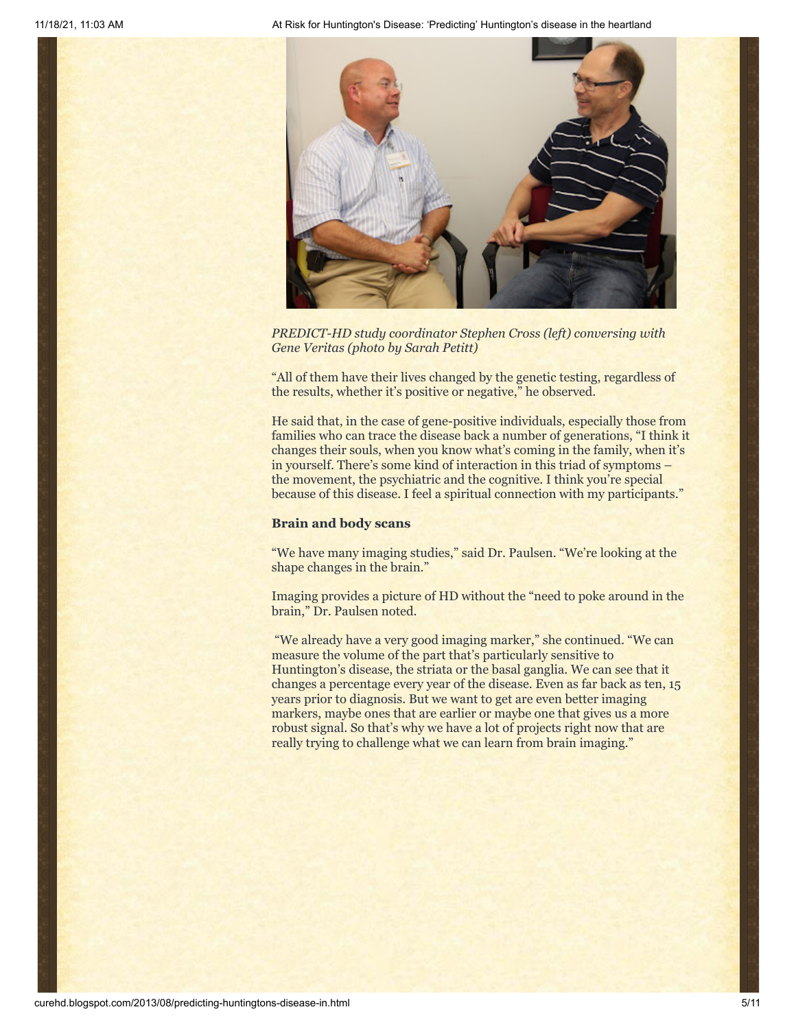*PREDICT-HD study coordinator Stephen Cross (left) conversing with Gene Veritas (photo by Sarah Petitt)*

"All of them have their lives changed by the genetic testing, regardless of the results, whether it's positive or negative," he observed.

He said that, in the case of gene-positive individuals, especially those from families who can trace the disease back a number of generations, "I think it changes their souls, when you know what's coming in the family, when it's in yourself. There's some kind of interaction in this triad of symptoms – the movement, the psychiatric and the cognitive. I think you're special because of this disease. I feel a spiritual connection with my participants."

**Brain and body scans**

"We have many imaging studies," said Dr. Paulsen. "We're looking at the shape changes in the brain."

Imaging provides a picture of HD without the "need to poke around in the brain," Dr. Paulsen noted.

"We already have a very good imaging marker," she continued. "We can measure the volume of the part that's particularly sensitive to Huntington's disease, the striata or the basal ganglia. We can see that it changes a percentage every year of the disease. Even as far back as ten, 15 years prior to diagnosis. But we want to get are even better imaging markers, maybe ones that are earlier or maybe one that gives us a more robust signal. So that's why we have a lot of projects right now that are really trying to challenge what we can learn from brain imaging."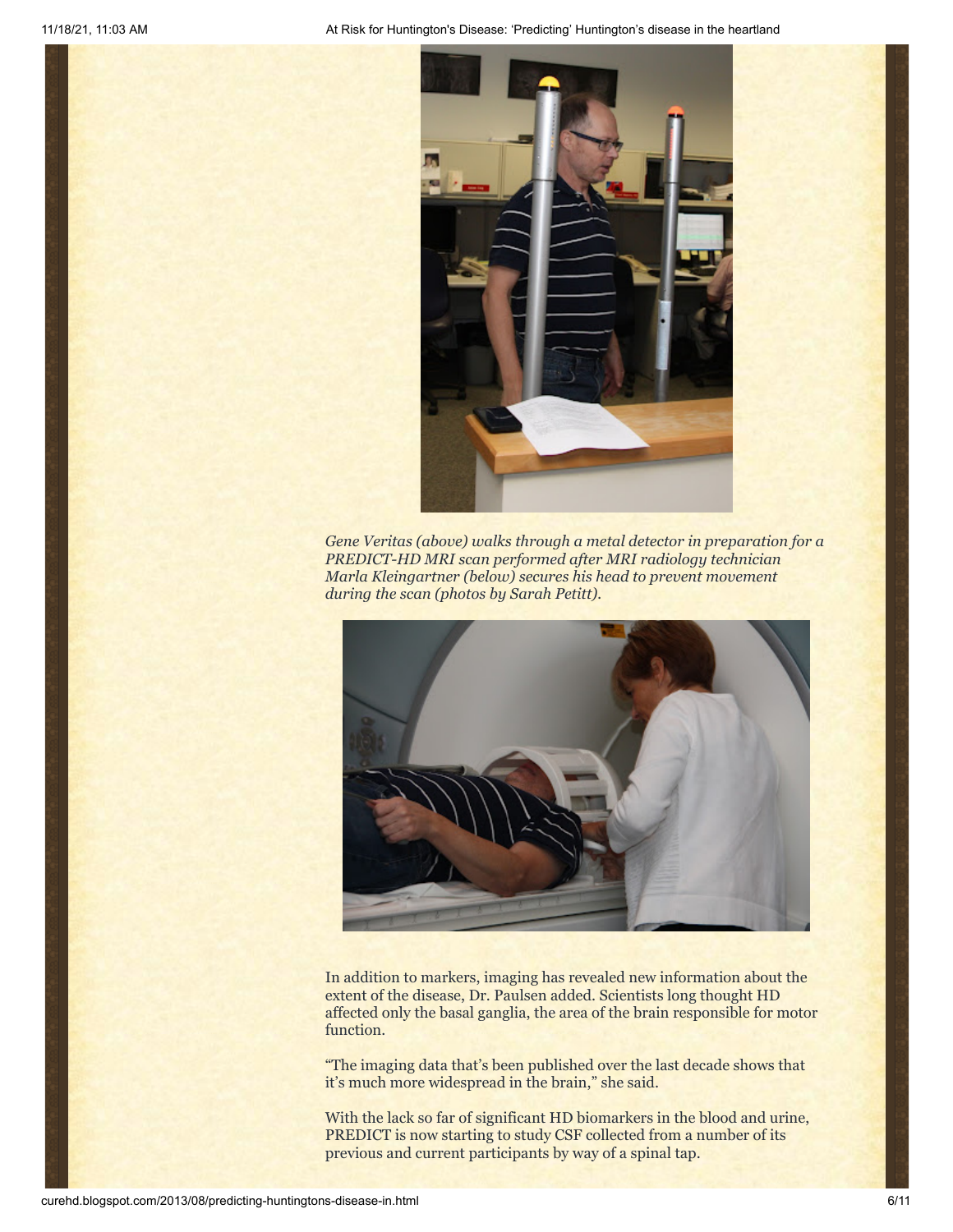*Gene Veritas (above) walks through a metal detector in preparation for a PREDICT-HD MRI scan performed after MRI radiology technician Marla Kleingartner (below) secures his head to prevent movement during the scan (photos by Sarah Petitt).*

In addition to markers, imaging has revealed new information about the extent of the disease, Dr. Paulsen added. Scientists long thought HD affected only the basal ganglia, the area of the brain responsible for motor function.

"The imaging data that's been published over the last decade shows that it's much more widespread in the brain," she said.

With the lack so far of significant HD biomarkers in the blood and urine, PREDICT is now starting to study CSF collected from a number of its previous and current participants by way of a spinal tap.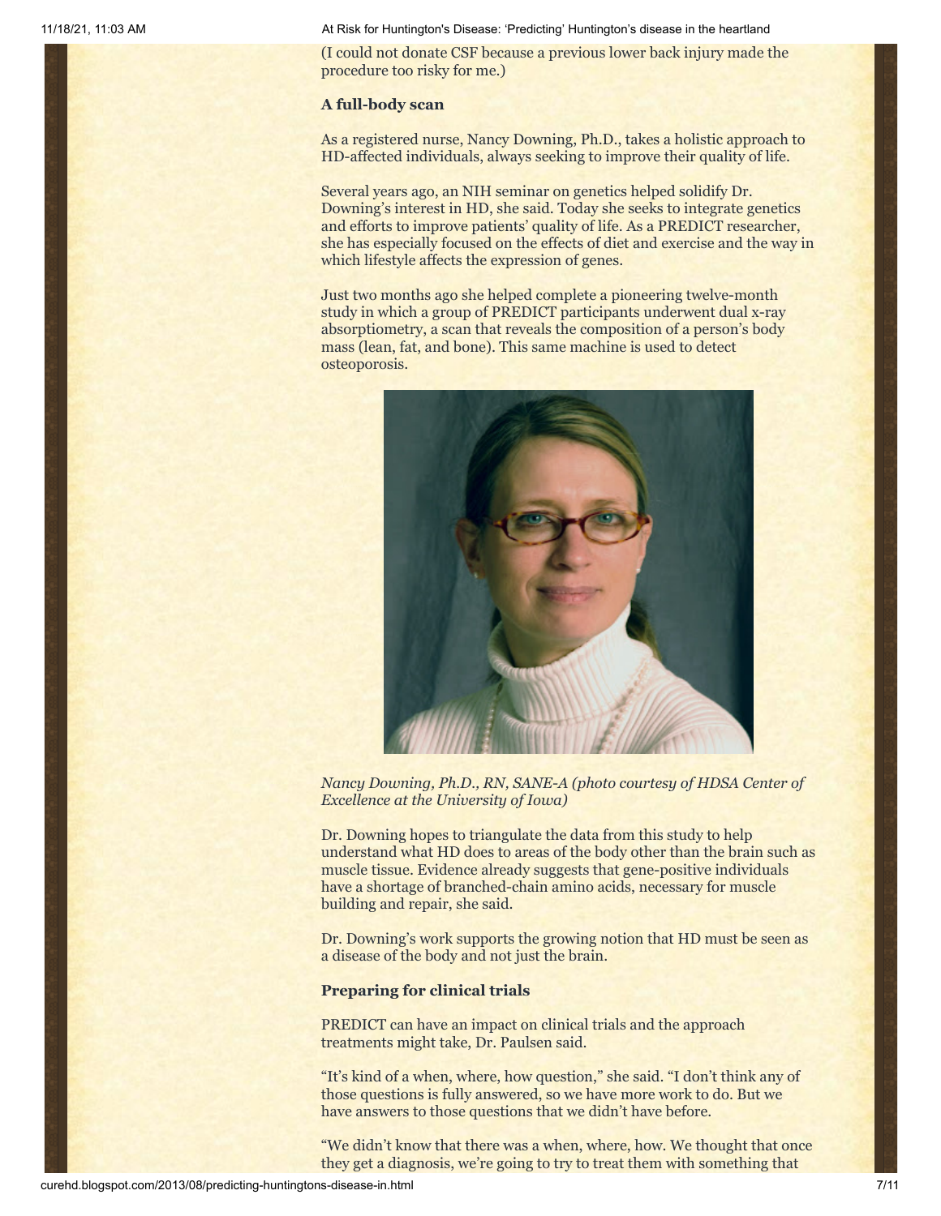(I could not donate CSF because a previous lower back injury made the procedure too risky for me.)

**A full-body scan**

As a registered nurse, Nancy Downing, Ph.D., takes a holistic approach to HD-affected individuals, always seeking to improve their quality of life.

Several years ago, an NIH seminar on genetics helped solidify Dr. Downing's interest in HD, she said. Today she seeks to integrate genetics and efforts to improve patients' quality of life. As a PREDICT researcher, she has especially focused on the effects of diet and exercise and the way in which lifestyle affects the expression of genes.

Just two months ago she helped complete a pioneering twelve-month study in which a group of PREDICT participants underwent dual x-ray absorptiometry, a scan that reveals the composition of a person's body mass (lean, fat, and bone). This same machine is used to detect osteoporosis.

*Nancy Downing, Ph.D., RN, SANE-A (photo courtesy of HDSA Center of Excellence at the University of Iowa)*

Dr. Downing hopes to triangulate the data from this study to help understand what HD does to areas of the body other than the brain such as muscle tissue. Evidence already suggests that gene-positive individuals have a shortage of branched-chain amino acids, necessary for muscle building and repair, she said.

Dr. Downing's work supports the growing notion that HD must be seen as a disease of the body and not just the brain.

**Preparing for clinical trials**

PREDICT can have an impact on clinical trials and the approach treatments might take, Dr. Paulsen said.

"It's kind of a when, where, how question," she said. "I don't think any of those questions is fully answered, so we have more work to do. But we have answers to those questions that we didn't have before.

"We didn't know that there was a when, where, how. We thought that once they get a diagnosis, we're going to try to treat them with something that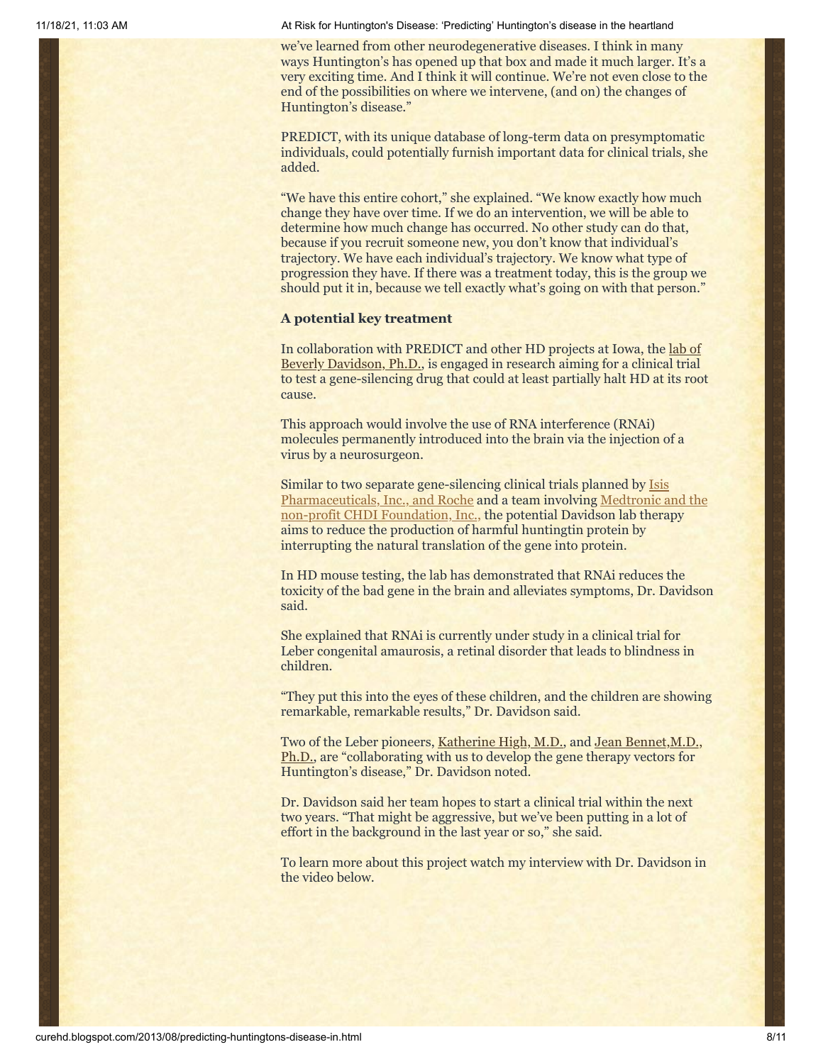we've learned from other neurodegenerative diseases. I think in many ways Huntington's has opened up that box and made it much larger. It's a very exciting time. And I think it will continue. We're not even close to the end of the possibilities on where we intervene, (and on) the changes of Huntington's disease."

PREDICT, with its unique database of long-term data on presymptomatic individuals, could potentially furnish important data for clinical trials, she added.

"We have this entire cohort," she explained. "We know exactly how much change they have over time. If we do an intervention, we will be able to determine how much change has occurred. No other study can do that, because if you recruit someone new, you don't know that individual's trajectory. We have each individual's trajectory. We know what type of progression they have. If there was a treatment today, this is the group we should put it in, because we tell exactly what's going on with that person."

**A potential key treatment**

In collaboration with PREDICT and other HD projects at Iowa, the lab of Beverly Davidson, Ph.D., is engaged in research aiming for a clinical trial to test a gene-silencing drug that could at least partially halt HD at its root cause.

This approach would involve the use of RNA interference (RNAi) molecules permanently introduced into the brain via the injection of a virus by a neurosurgeon.

Similar to two separate gene-silencing clinical trials planned by Isis Pharmaceuticals, Inc., and Roche and a team involving Medtronic and the non-profit CHDI Foundation, Inc., the potential Davidson lab therapy aims to reduce the production of harmful huntingtin protein by interrupting the natural translation of the gene into protein.

In HD mouse testing, the lab has demonstrated that RNAi reduces the toxicity of the bad gene in the brain and alleviates symptoms, Dr. Davidson said.

She explained that RNAi is currently under study in a clinical trial for Leber congenital amaurosis, a retinal disorder that leads to blindness in children.

"They put this into the eyes of these children, and the children are showing remarkable, remarkable results," Dr. Davidson said.

Two of the Leber pioneers, Katherine High, M.D., and Jean Bennet,M.D., Ph.D., are "collaborating with us to develop the gene therapy vectors for Huntington's disease," Dr. Davidson noted.

Dr. Davidson said her team hopes to start a clinical trial within the next two years. "That might be aggressive, but we've been putting in a lot of effort in the background in the last year or so," she said.

To learn more about this project watch my interview with Dr. Davidson in the video below.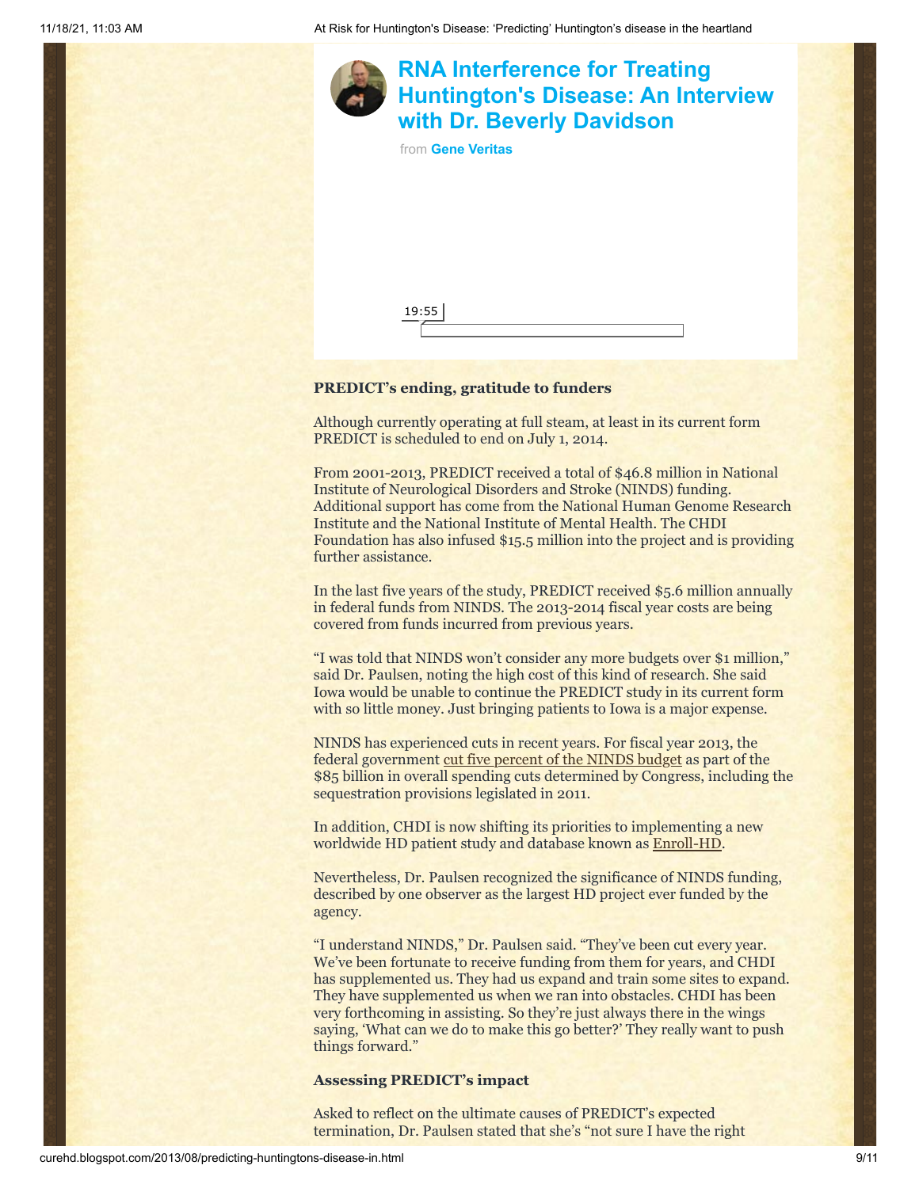# RNA Interference for Treating Huntington's Disease: An Interview with Dr. Beverly Davidson

from **Gene Veritas**

19:55

**PREDICT's ending, gratitude to funders**

Although currently operating at full steam, at least in its current form PREDICT is scheduled to end on July 1, 2014.

From 2001-2013, PREDICT received a total of $46.8 million in National Institute of Neurological Disorders and Stroke (NINDS) funding. Additional support has come from the National Human Genome Research Institute and the National Institute of Mental Health. The CHDI Foundation has also infused $15.5 million into the project and is providing further assistance.

In the last five years of the study, PREDICT received $5.6 million annually in federal funds from NINDS. The 2013-2014 fiscal year costs are being covered from funds incurred from previous years.

"I was told that NINDS won't consider any more budgets over $1 million," said Dr. Paulsen, noting the high cost of this kind of research. She said Iowa would be unable to continue the PREDICT study in its current form with so little money. Just bringing patients to Iowa is a major expense.

NINDS has experienced cuts in recent years. For fiscal year 2013, the federal government cut five percent of the NINDS budget as part of the $85 billion in overall spending cuts determined by Congress, including the sequestration provisions legislated in 2011.

In addition, CHDI is now shifting its priorities to implementing a new worldwide HD patient study and database known as Enroll-HD.

Nevertheless, Dr. Paulsen recognized the significance of NINDS funding, described by one observer as the largest HD project ever funded by the agency.

"I understand NINDS," Dr. Paulsen said. "They've been cut every year. We've been fortunate to receive funding from them for years, and CHDI has supplemented us. They had us expand and train some sites to expand. They have supplemented us when we ran into obstacles. CHDI has been very forthcoming in assisting. So they're just always there in the wings saying, 'What can we do to make this go better?' They really want to push things forward."

**Assessing PREDICT's impact**

Asked to reflect on the ultimate causes of PREDICT's expected termination, Dr. Paulsen stated that she's "not sure I have the right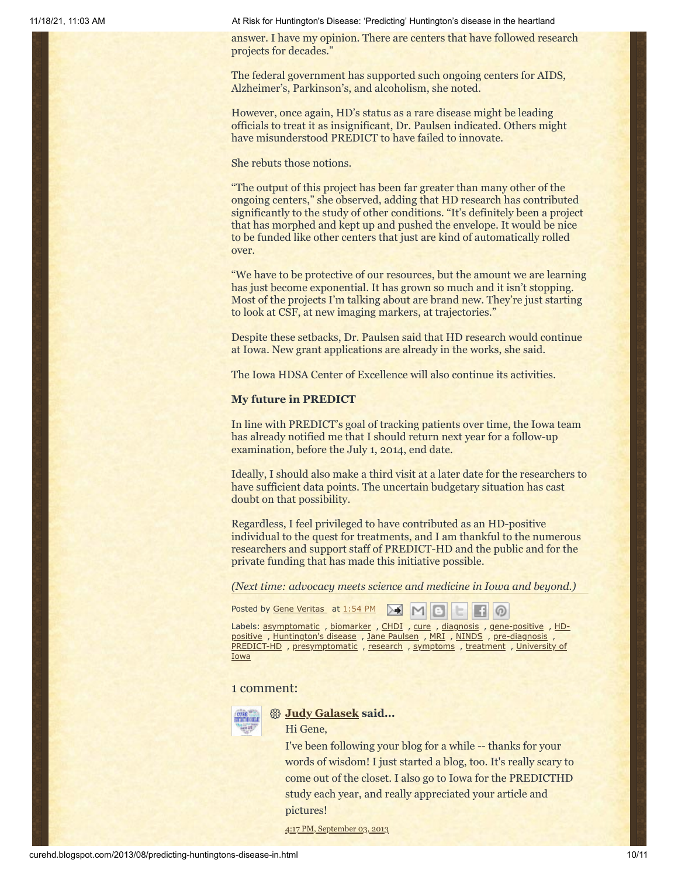answer. I have my opinion. There are centers that have followed research projects for decades."

The federal government has supported such ongoing centers for AIDS, Alzheimer's, Parkinson's, and alcoholism, she noted.

However, once again, HD's status as a rare disease might be leading officials to treat it as insignificant, Dr. Paulsen indicated. Others might have misunderstood PREDICT to have failed to innovate.

She rebuts those notions.

"The output of this project has been far greater than many other of the ongoing centers," she observed, adding that HD research has contributed significantly to the study of other conditions. "It's definitely been a project that has morphed and kept up and pushed the envelope. It would be nice to be funded like other centers that just are kind of automatically rolled over.

"We have to be protective of our resources, but the amount we are learning has just become exponential. It has grown so much and it isn't stopping. Most of the projects I'm talking about are brand new. They're just starting to look at CSF, at new imaging markers, at trajectories."

Despite these setbacks, Dr. Paulsen said that HD research would continue at Iowa. New grant applications are already in the works, she said.

The Iowa HDSA Center of Excellence will also continue its activities.

**My future in PREDICT**

In line with PREDICT's goal of tracking patients over time, the Iowa team has already notified me that I should return next year for a follow-up examination, before the July 1, 2014, end date.

Ideally, I should also make a third visit at a later date for the researchers to have sufficient data points. The uncertain budgetary situation has cast doubt on that possibility.

Regardless, I feel privileged to have contributed as an HD-positive individual to the quest for treatments, and I am thankful to the numerous researchers and support staff of PREDICT-HD and the public and for the private funding that has made this initiative possible.

*(Next time: advocacy meets science and medicine in Iowa and beyond.)*

Posted by Gene Veritas at 1:54 PM

Labels: asymptomatic , biomarker , CHDI , cure , diagnosis , gene-positive , HD-positive , Huntington's disease , Jane Paulsen , MRI , NINDS , pre-diagnosis , PREDICT-HD , presymptomatic , research , symptoms , treatment , University of Iowa

## 1 comment:

**Judy Galasek** said...

Hi Gene,

I've been following your blog for a while -- thanks for your words of wisdom! I just started a blog, too. It's really scary to come out of the closet. I also go to Iowa for the PREDICTHD study each year, and really appreciated your article and pictures!

4:17 PM, September 03, 2013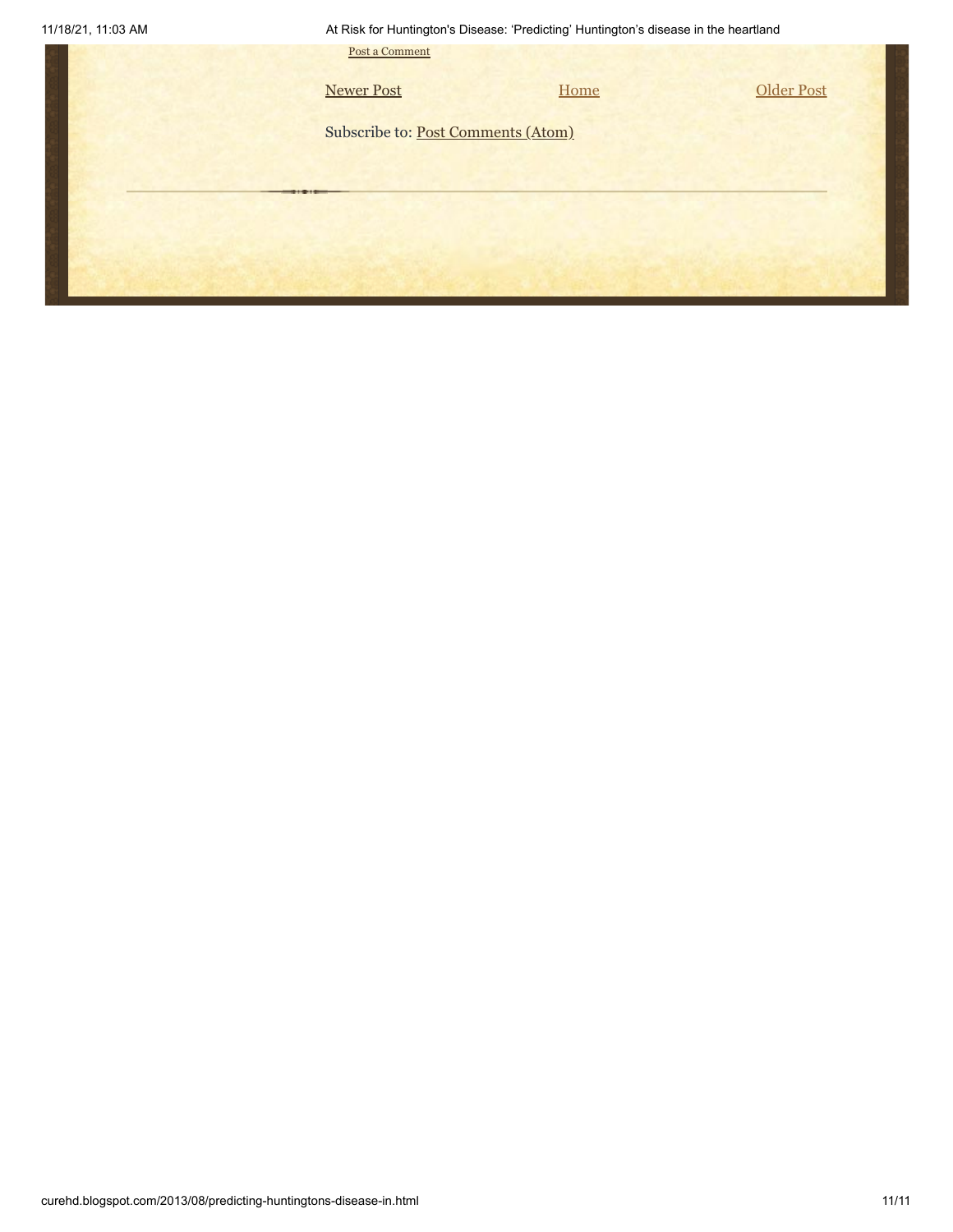Post a Comment

Newer Post | Home | Older Post

Subscribe to: Post Comments (Atom)